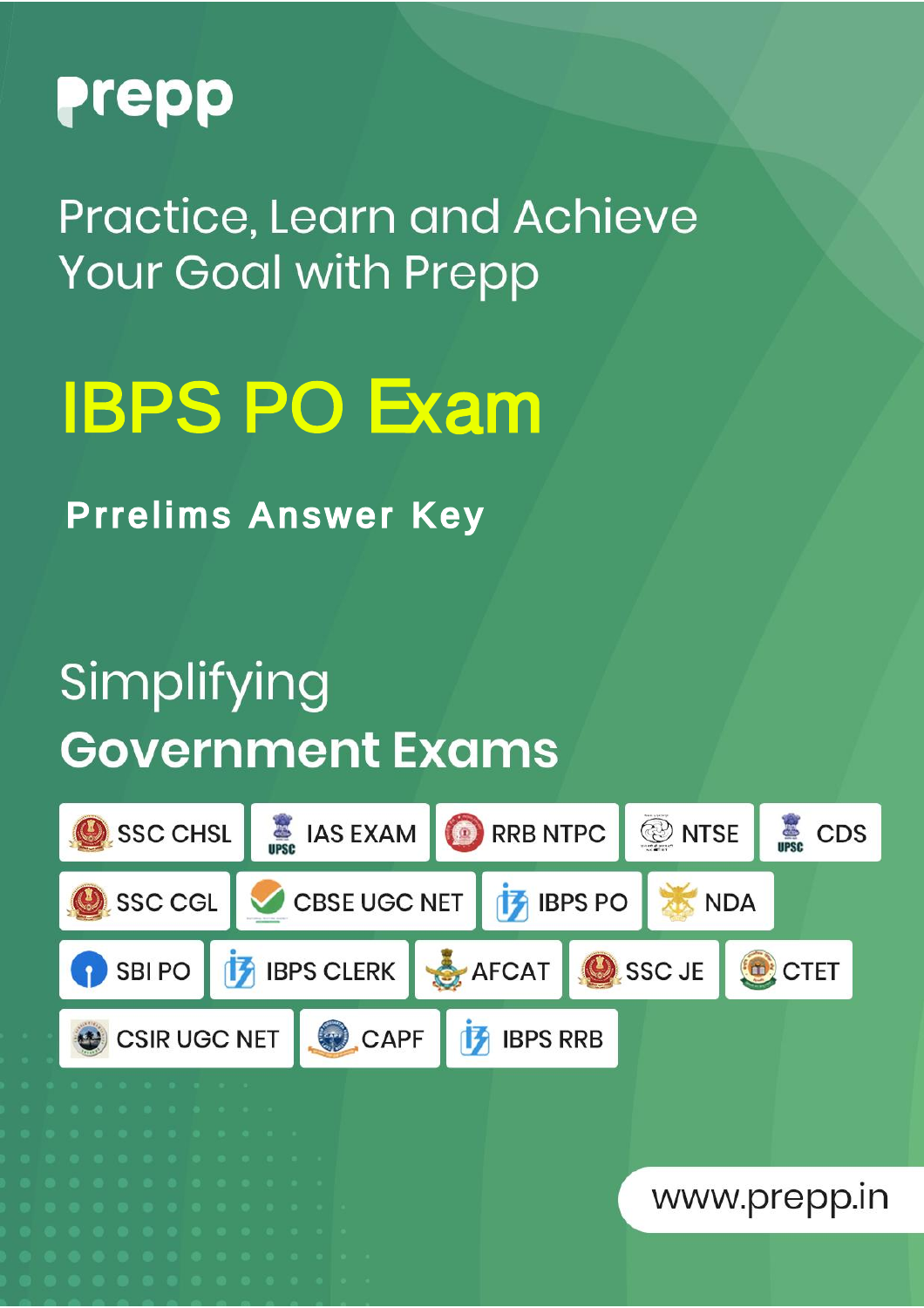# prepp

Practice, Learn and Achieve Your Goal with Prepp

# IBPS PO Exam

## Prrelims Answer Key

Simplifying

**Government Exams**

SSC CHSL | IAS EXAM | RRB NTPC | NTSE | CDS

SSC CGL | CBSE UGC NET | IBPS PO | NDA

SBI PO | IBPS CLERK | AFCAT | SSC JE | CTET

CSIR UGC NET | CAPF | IBPS RRB

www.prepp.in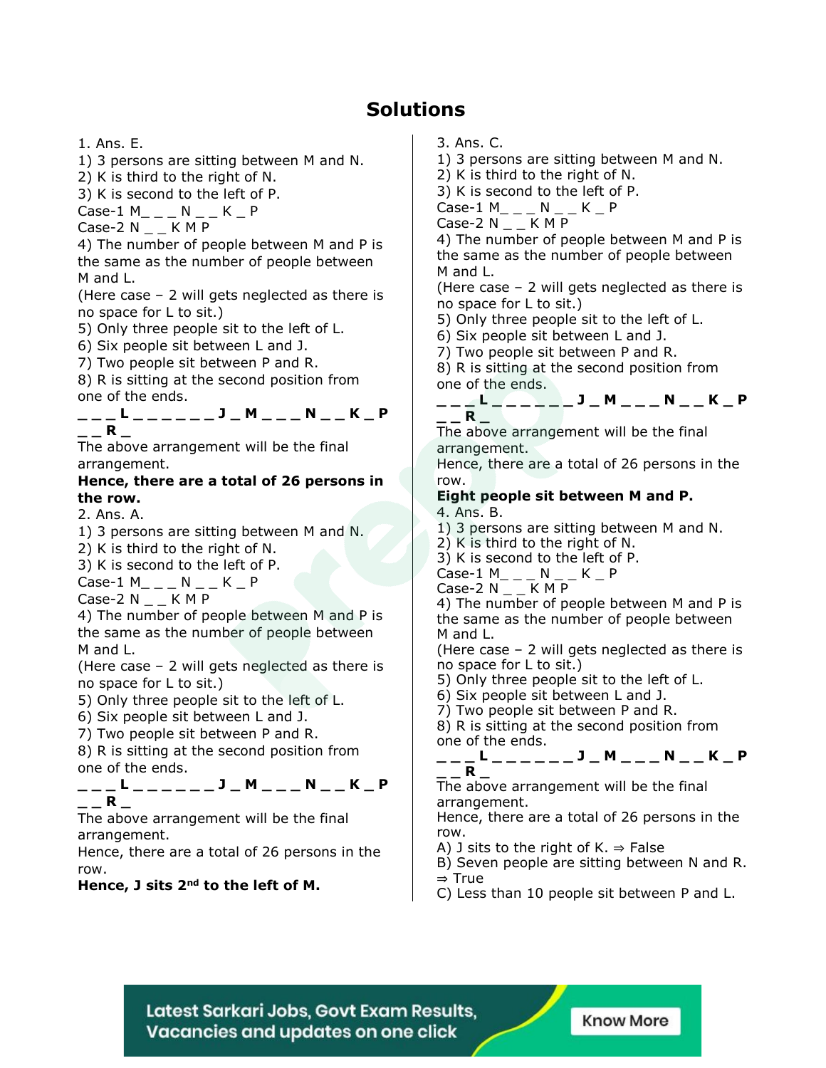# Solutions

1. Ans. E.

1) 3 persons are sitting between M and N.
2) K is third to the right of N.
3) K is second to the left of P.

Case-1 M_ _ _ N _ _ K _ P

Case-2 N _ _ K M P

4) The number of people between M and P is the same as the number of people between M and L.

(Here case – 2 will gets neglected as there is no space for L to sit.)

5) Only three people sit to the left of L.
6) Six people sit between L and J.
7) Two people sit between P and R.
8) R is sitting at the second position from one of the ends.

**_ _ _ L _ _ _ _ _ _ J _ M _ _ _ N _ _ K _ P _ _ R _**

The above arrangement will be the final arrangement.

**Hence, there are a total of 26 persons in the row.**

2. Ans. A.

1) 3 persons are sitting between M and N.
2) K is third to the right of N.
3) K is second to the left of P.

Case-1 M_ _ _ N _ _ K _ P

Case-2 N _ _ K M P

4) The number of people between M and P is the same as the number of people between M and L.

(Here case – 2 will gets neglected as there is no space for L to sit.)

5) Only three people sit to the left of L.
6) Six people sit between L and J.
7) Two people sit between P and R.
8) R is sitting at the second position from one of the ends.

**_ _ _ L _ _ _ _ _ _ J _ M _ _ _ N _ _ K _ P _ _ R _**

The above arrangement will be the final arrangement.

Hence, there are a total of 26 persons in the row.

**Hence, J sits 2nd to the left of M.**

3. Ans. C.

1) 3 persons are sitting between M and N.
2) K is third to the right of N.
3) K is second to the left of P.

Case-1 M_ _ _ N _ _ K _ P

Case-2 N _ _ K M P

4) The number of people between M and P is the same as the number of people between M and L.

(Here case – 2 will gets neglected as there is no space for L to sit.)

5) Only three people sit to the left of L.
6) Six people sit between L and J.
7) Two people sit between P and R.
8) R is sitting at the second position from one of the ends.

**_ _ _ L _ _ _ _ _ _ J _ M _ _ _ N _ _ K _ P _ _ R _**

The above arrangement will be the final arrangement.

Hence, there are a total of 26 persons in the row.

**Eight people sit between M and P.**

4. Ans. B.

1) 3 persons are sitting between M and N.
2) K is third to the right of N.
3) K is second to the left of P.

Case-1 M_ _ _ N _ _ K _ P

Case-2 N _ _ K M P

4) The number of people between M and P is the same as the number of people between M and L.

(Here case – 2 will gets neglected as there is no space for L to sit.)

5) Only three people sit to the left of L.
6) Six people sit between L and J.
7) Two people sit between P and R.
8) R is sitting at the second position from one of the ends.

**_ _ _ L _ _ _ _ _ _ J _ M _ _ _ N _ _ K _ P _ _ R _**

The above arrangement will be the final arrangement.

Hence, there are a total of 26 persons in the row.

A) J sits to the right of K. ⇒ False

B) Seven people are sitting between N and R. ⇒ True

C) Less than 10 people sit between P and L.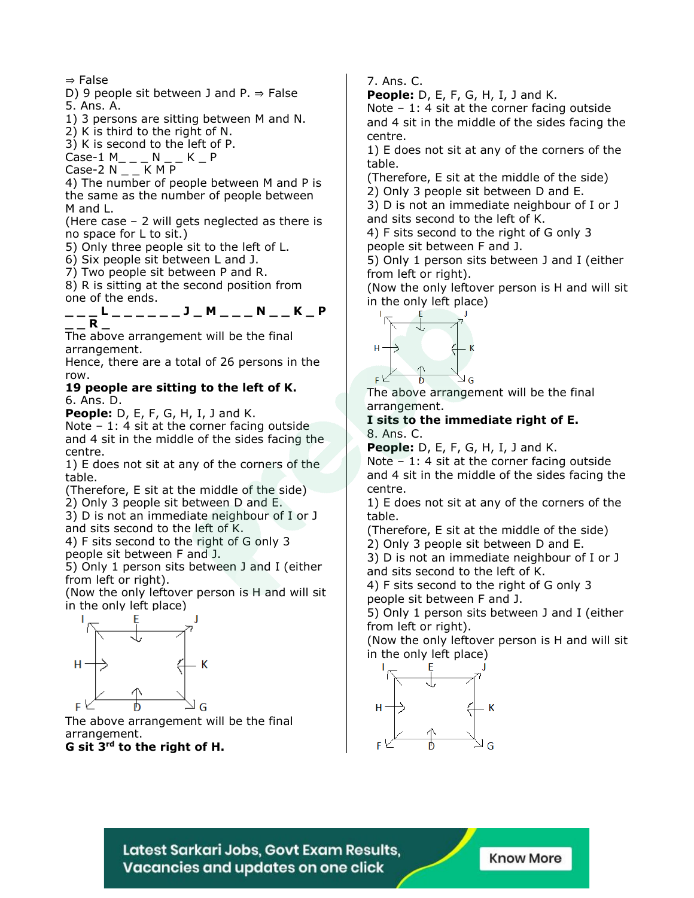⇒ False

D) 9 people sit between J and P. ⇒ False

5. Ans. A.

1) 3 persons are sitting between M and N.

2) K is third to the right of N.

3) K is second to the left of P.

Case-1 M_ _ _ N _ _ K _ P

Case-2 N _ _ K M P

4) The number of people between M and P is the same as the number of people between M and L.

(Here case – 2 will gets neglected as there is no space for L to sit.)

5) Only three people sit to the left of L.

6) Six people sit between L and J.

7) Two people sit between P and R.

8) R is sitting at the second position from one of the ends.

**_ _ _ L _ _ _ _ _ _ J _ M _ _ _ N _ _ K _ P _ _ R _**

The above arrangement will be the final arrangement.

Hence, there are a total of 26 persons in the row.

**19 people are sitting to the left of K.**

6. Ans. D.

**People:** D, E, F, G, H, I, J and K.

Note – 1: 4 sit at the corner facing outside and 4 sit in the middle of the sides facing the centre.

1) E does not sit at any of the corners of the table.

(Therefore, E sit at the middle of the side)

2) Only 3 people sit between D and E.

3) D is not an immediate neighbour of I or J and sits second to the left of K.

4) F sits second to the right of G only 3 people sit between F and J.

5) Only 1 person sits between J and I (either from left or right).

(Now the only leftover person is H and will sit in the only left place)

The above arrangement will be the final arrangement.

**G sit 3rd to the right of H.**

7. Ans. C.

**People:** D, E, F, G, H, I, J and K.

Note – 1: 4 sit at the corner facing outside and 4 sit in the middle of the sides facing the centre.

1) E does not sit at any of the corners of the table.

(Therefore, E sit at the middle of the side)

2) Only 3 people sit between D and E.

3) D is not an immediate neighbour of I or J and sits second to the left of K.

4) F sits second to the right of G only 3 people sit between F and J.

5) Only 1 person sits between J and I (either from left or right).

(Now the only leftover person is H and will sit in the only left place)

The above arrangement will be the final arrangement.

**I sits to the immediate right of E.**

8. Ans. C.

**People:** D, E, F, G, H, I, J and K.

Note – 1: 4 sit at the corner facing outside and 4 sit in the middle of the sides facing the centre.

1) E does not sit at any of the corners of the table.

(Therefore, E sit at the middle of the side)

2) Only 3 people sit between D and E.

3) D is not an immediate neighbour of I or J and sits second to the left of K.

4) F sits second to the right of G only 3 people sit between F and J.

5) Only 1 person sits between J and I (either from left or right).

(Now the only leftover person is H and will sit in the only left place)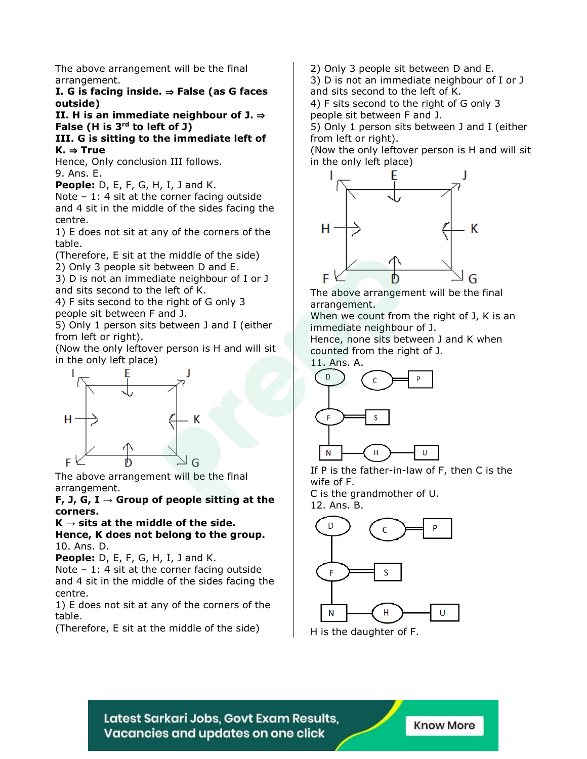The above arrangement will be the final arrangement.

**I. G is facing inside. ⇒ False (as G faces outside)**

**II. H is an immediate neighbour of J. ⇒ False (H is 3rd to left of J)**

**III. G is sitting to the immediate left of K. ⇒ True**

Hence, Only conclusion III follows.

9. Ans. E.

**People:** D, E, F, G, H, I, J and K.

Note – 1: 4 sit at the corner facing outside and 4 sit in the middle of the sides facing the centre.

1) E does not sit at any of the corners of the table.

(Therefore, E sit at the middle of the side)

2) Only 3 people sit between D and E.

3) D is not an immediate neighbour of I or J and sits second to the left of K.

4) F sits second to the right of G only 3 people sit between F and J.

5) Only 1 person sits between J and I (either from left or right).

(Now the only leftover person is H and will sit in the only left place)

The above arrangement will be the final arrangement.

**F, J, G, I → Group of people sitting at the corners.**

**K → sits at the middle of the side.**

**Hence, K does not belong to the group.**

10. Ans. D.

**People:** D, E, F, G, H, I, J and K.

Note – 1: 4 sit at the corner facing outside and 4 sit in the middle of the sides facing the centre.

1) E does not sit at any of the corners of the table.

(Therefore, E sit at the middle of the side)

2) Only 3 people sit between D and E.

3) D is not an immediate neighbour of I or J and sits second to the left of K.

4) F sits second to the right of G only 3 people sit between F and J.

5) Only 1 person sits between J and I (either from left or right).

(Now the only leftover person is H and will sit in the only left place)

The above arrangement will be the final arrangement.

When we count from the right of J, K is an immediate neighbour of J.

Hence, none sits between J and K when counted from the right of J.

11. Ans. A.

If P is the father-in-law of F, then C is the wife of F.

C is the grandmother of U.

12. Ans. B.

H is the daughter of F.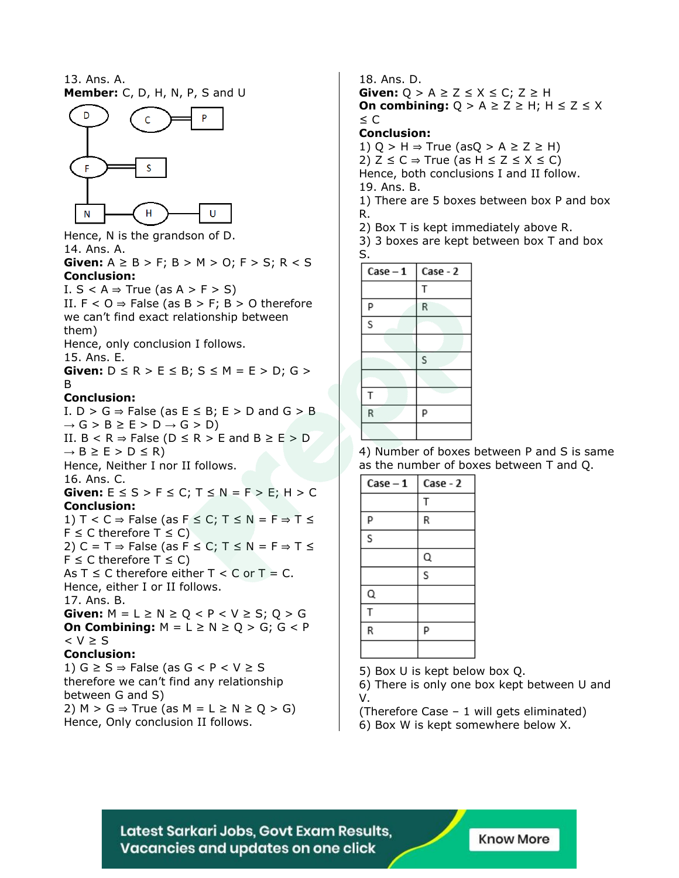13. Ans. A.

**Member:** C, D, H, N, P, S and U

Hence, N is the grandson of D.

14. Ans. A.

**Given:** A ≥ B > F; B > M > O; F > S; R < S

**Conclusion:**

I. S < A ⇒ True (as A > F > S)

II. F < O ⇒ False (as B > F; B > O therefore we can't find exact relationship between them)

Hence, only conclusion I follows.

15. Ans. E.

**Given:** D ≤ R > E ≤ B; S ≤ M = E > D; G > B

**Conclusion:**

I. D > G ⇒ False (as E ≤ B; E > D and G > B → G > B ≥ E > D → G > D)

II. B < R ⇒ False (D ≤ R > E and B ≥ E > D → B ≥ E > D ≤ R)

Hence, Neither I nor II follows.

16. Ans. C.

**Given:** E ≤ S > F ≤ C; T ≤ N = F > E; H > C

**Conclusion:**

1) T < C ⇒ False (as F ≤ C; T ≤ N = F ⇒ T ≤ F ≤ C therefore T ≤ C)

2) C = T ⇒ False (as F ≤ C; T ≤ N = F ⇒ T ≤ F ≤ C therefore T ≤ C)

As T ≤ C therefore either T < C or T = C.

Hence, either I or II follows.

17. Ans. B.

**Given:** M = L ≥ N ≥ Q < P < V ≥ S; Q > G

**On Combining:** M = L ≥ N ≥ Q > G; G < P < V ≥ S

**Conclusion:**

1) G ≥ S ⇒ False (as G < P < V ≥ S therefore we can't find any relationship between G and S)

2) M > G ⇒ True (as M = L ≥ N ≥ Q > G)

Hence, Only conclusion II follows.

18. Ans. D.

**Given:** Q > A ≥ Z ≤ X ≤ C; Z ≥ H

**On combining:** Q > A ≥ Z ≥ H; H ≤ Z ≤ X ≤ C

**Conclusion:**

1) Q > H ⇒ True (asQ > A ≥ Z ≥ H)

2) Z ≤ C ⇒ True (as H ≤ Z ≤ X ≤ C)

Hence, both conclusions I and II follow.

19. Ans. B.

1) There are 5 boxes between box P and box R.

2) Box T is kept immediately above R.

3) 3 boxes are kept between box T and box S.

| Case – 1 | Case - 2 |
|---|---|
| | T |
| P | R |
| S | |
| | |
| | S |
| | |
| T | |
| R | P |
| | |

4) Number of boxes between P and S is same as the number of boxes between T and Q.

| Case – 1 | Case - 2 |
|---|---|
| | T |
| P | R |
| S | |
| | Q |
| | S |
| Q | |
| T | |
| R | P |
| | |

5) Box U is kept below box Q.

6) There is only one box kept between U and V.

(Therefore Case – 1 will gets eliminated)

6) Box W is kept somewhere below X.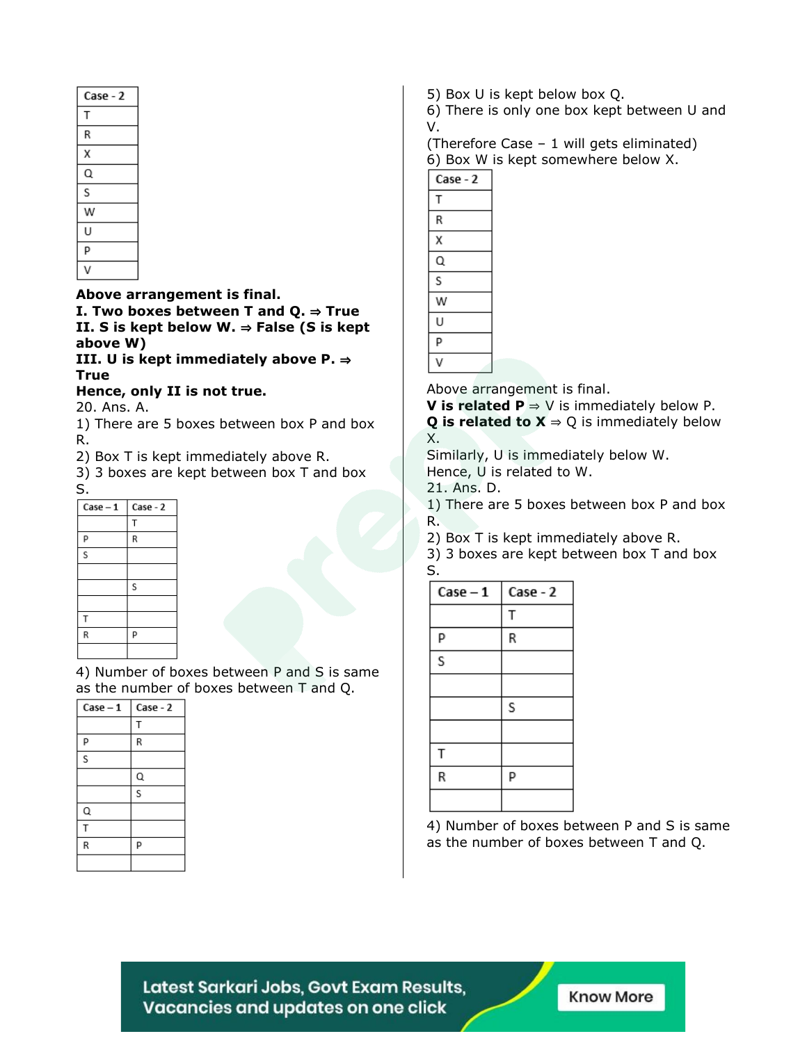| Case - 2 |
|---|
| T |
| R |
| X |
| Q |
| S |
| W |
| U |
| P |
| V |

**Above arrangement is final.**
**I. Two boxes between T and Q. ⇒ True**
**II. S is kept below W. ⇒ False (S is kept above W)**
**III. U is kept immediately above P. ⇒ True**
**Hence, only II is not true.**

20. Ans. A.

1) There are 5 boxes between box P and box R.
2) Box T is kept immediately above R.
3) 3 boxes are kept between box T and box S.

| Case – 1 | Case - 2 |
|---|---|
| | T |
| P | R |
| S | |
| | |
| | S |
| | |
| T | |
| R | P |
| | |

4) Number of boxes between P and S is same as the number of boxes between T and Q.

| Case – 1 | Case - 2 |
|---|---|
| | T |
| P | R |
| S | |
| | Q |
| | S |
| Q | |
| T | |
| R | P |
| | |

5) Box U is kept below box Q.
6) There is only one box kept between U and V.
(Therefore Case – 1 will gets eliminated)
6) Box W is kept somewhere below X.

| Case - 2 |
|---|
| T |
| R |
| X |
| Q |
| S |
| W |
| U |
| P |
| V |

Above arrangement is final.
**V is related P** ⇒ V is immediately below P.
**Q is related to X** ⇒ Q is immediately below X.
Similarly, U is immediately below W.
Hence, U is related to W.

21. Ans. D.

1) There are 5 boxes between box P and box R.
2) Box T is kept immediately above R.
3) 3 boxes are kept between box T and box S.

| Case – 1 | Case - 2 |
|---|---|
| | T |
| P | R |
| S | |
| | |
| | S |
| | |
| T | |
| R | P |
| | |

4) Number of boxes between P and S is same as the number of boxes between T and Q.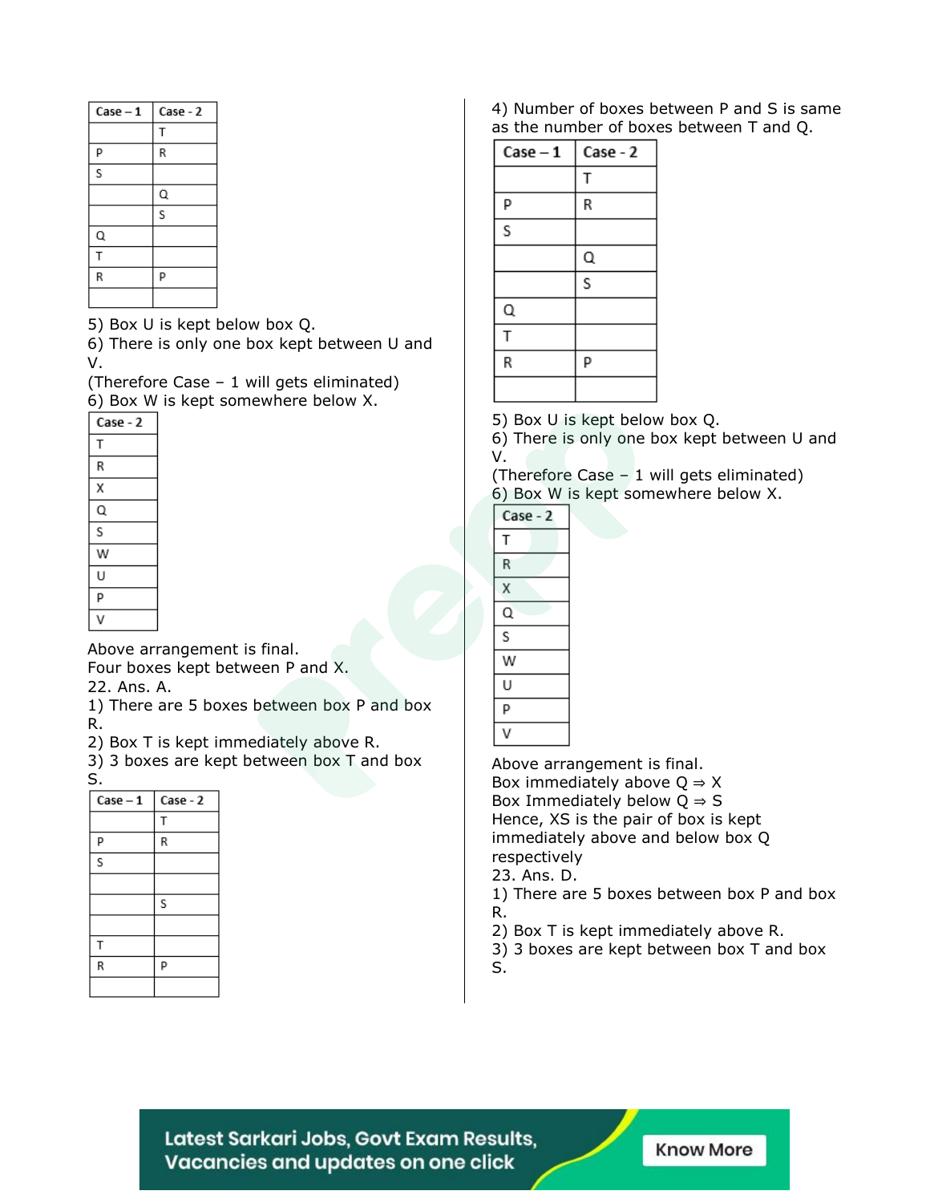| Case – 1 | Case - 2 |
|---|---|
| | T |
| P | R |
| S | |
| | Q |
| | S |
| Q | |
| T | |
| R | P |
| | |

5) Box U is kept below box Q.
6) There is only one box kept between U and V.
(Therefore Case – 1 will gets eliminated)
6) Box W is kept somewhere below X.

| Case - 2 |
|---|
| T |
| R |
| X |
| Q |
| S |
| W |
| U |
| P |
| V |

Above arrangement is final.
Four boxes kept between P and X.
22. Ans. A.
1) There are 5 boxes between box P and box R.
2) Box T is kept immediately above R.
3) 3 boxes are kept between box T and box S.

| Case – 1 | Case - 2 |
|---|---|
| | T |
| P | R |
| S | |
| | |
| | S |
| | |
| T | |
| R | P |
| | |

4) Number of boxes between P and S is same as the number of boxes between T and Q.

| Case – 1 | Case - 2 |
|---|---|
| | T |
| P | R |
| S | |
| | Q |
| | S |
| Q | |
| T | |
| R | P |
| | |

5) Box U is kept below box Q.
6) There is only one box kept between U and V.
(Therefore Case – 1 will gets eliminated)
6) Box W is kept somewhere below X.

| Case - 2 |
|---|
| T |
| R |
| X |
| Q |
| S |
| W |
| U |
| P |
| V |

Above arrangement is final.
Box immediately above Q ⇒ X
Box Immediately below Q ⇒ S
Hence, XS is the pair of box is kept immediately above and below box Q respectively
23. Ans. D.
1) There are 5 boxes between box P and box R.
2) Box T is kept immediately above R.
3) 3 boxes are kept between box T and box S.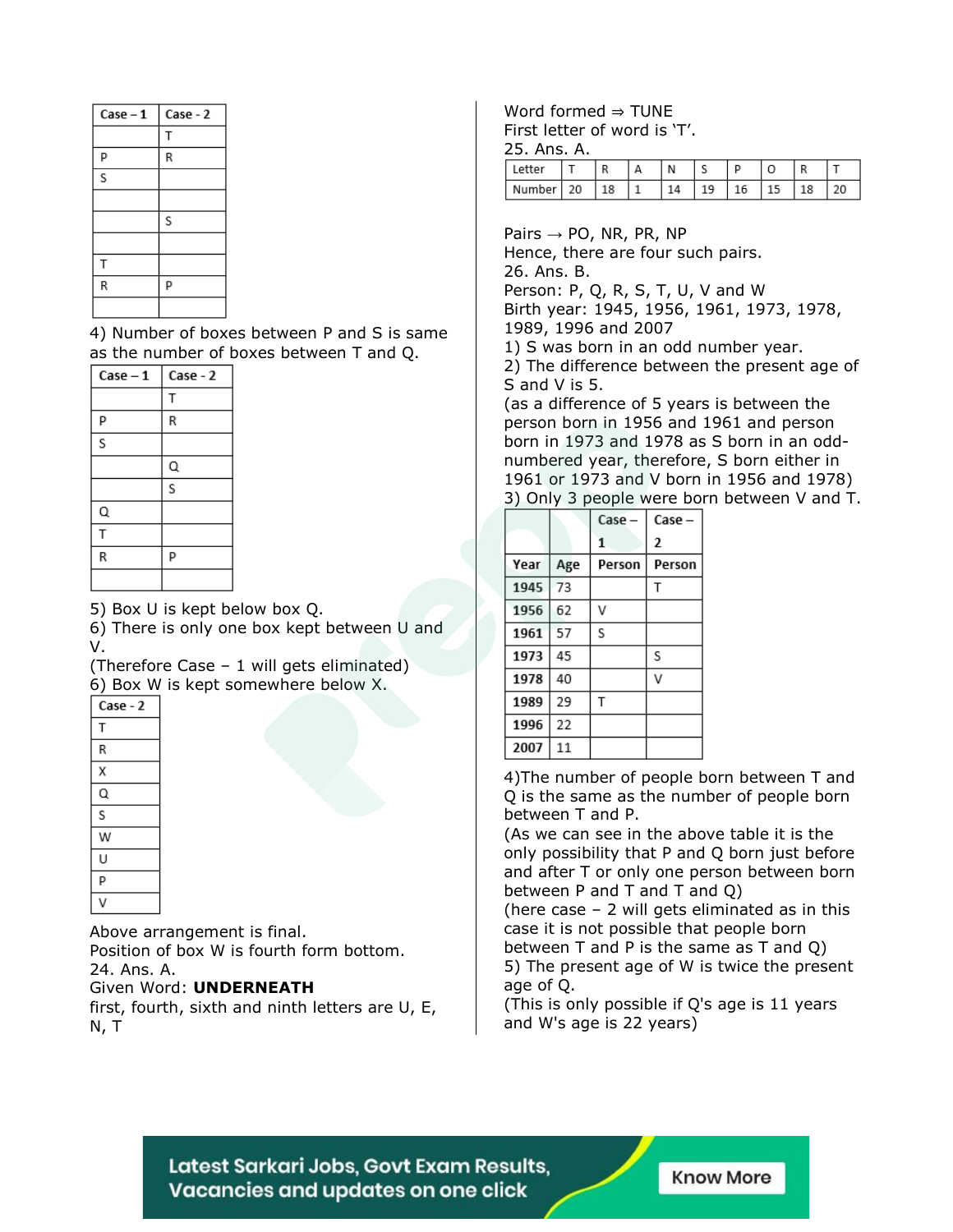| Case – 1 | Case - 2 |
|---|---|
| | T |
| P | R |
| S | |
| | |
| | S |
| | |
| T | |
| R | P |
| | |

4) Number of boxes between P and S is same as the number of boxes between T and Q.

| Case – 1 | Case - 2 |
|---|---|
| | T |
| P | R |
| S | |
| | Q |
| | S |
| Q | |
| T | |
| R | P |
| | |

5) Box U is kept below box Q.
6) There is only one box kept between U and V.
(Therefore Case – 1 will gets eliminated)
6) Box W is kept somewhere below X.

| Case - 2 |
|---|
| T |
| R |
| X |
| Q |
| S |
| W |
| U |
| P |
| V |

Above arrangement is final.
Position of box W is fourth form bottom.
24. Ans. A.
Given Word: **UNDERNEATH**
first, fourth, sixth and ninth letters are U, E, N, T
Word formed ⇒ TUNE
First letter of word is 'T'.
25. Ans. A.

| Letter | T | R | A | N | S | P | O | R | T |
|---|---|---|---|---|---|---|---|---|---|
| Number | 20 | 18 | 1 | 14 | 19 | 16 | 15 | 18 | 20 |

Pairs → PO, NR, PR, NP
Hence, there are four such pairs.
26. Ans. B.
Person: P, Q, R, S, T, U, V and W
Birth year: 1945, 1956, 1961, 1973, 1978, 1989, 1996 and 2007
1) S was born in an odd number year.
2) The difference between the present age of S and V is 5.
(as a difference of 5 years is between the person born in 1956 and 1961 and person born in 1973 and 1978 as S born in an odd-numbered year, therefore, S born either in 1961 or 1973 and V born in 1956 and 1978)
3) Only 3 people were born between V and T.

| | | Case – 1 | Case – 2 |
|---|---|---|---|
| Year | Age | Person | Person |
| 1945 | 73 | | T |
| 1956 | 62 | V | |
| 1961 | 57 | S | |
| 1973 | 45 | | S |
| 1978 | 40 | | V |
| 1989 | 29 | T | |
| 1996 | 22 | | |
| 2007 | 11 | | |

4)The number of people born between T and Q is the same as the number of people born between T and P.
(As we can see in the above table it is the only possibility that P and Q born just before and after T or only one person between born between P and T and T and Q)
(here case – 2 will gets eliminated as in this case it is not possible that people born between T and P is the same as T and Q)
5) The present age of W is twice the present age of Q.
(This is only possible if Q's age is 11 years and W's age is 22 years)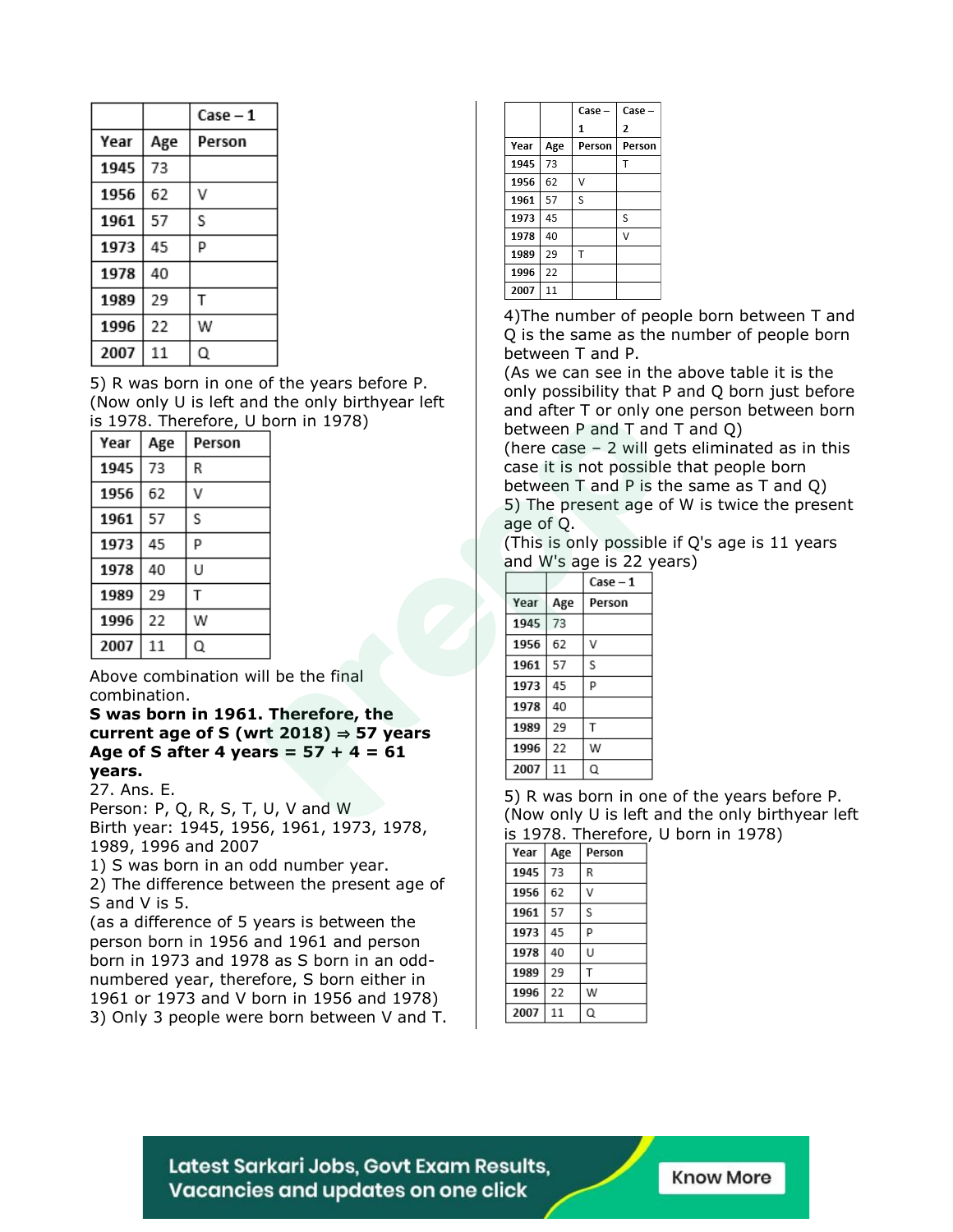| | | Case – 1 |
|---|---|---|
| Year | Age | Person |
| 1945 | 73 | |
| 1956 | 62 | V |
| 1961 | 57 | S |
| 1973 | 45 | P |
| 1978 | 40 | |
| 1989 | 29 | T |
| 1996 | 22 | W |
| 2007 | 11 | Q |

5) R was born in one of the years before P.
(Now only U is left and the only birthyear left is 1978. Therefore, U born in 1978)

| Year | Age | Person |
|---|---|---|
| 1945 | 73 | R |
| 1956 | 62 | V |
| 1961 | 57 | S |
| 1973 | 45 | P |
| 1978 | 40 | U |
| 1989 | 29 | T |
| 1996 | 22 | W |
| 2007 | 11 | Q |

Above combination will be the final combination.

**S was born in 1961. Therefore, the current age of S (wrt 2018) ⇒ 57 years**
**Age of S after 4 years = 57 + 4 = 61 years.**

27. Ans. E.

Person: P, Q, R, S, T, U, V and W

Birth year: 1945, 1956, 1961, 1973, 1978, 1989, 1996 and 2007

1) S was born in an odd number year.

2) The difference between the present age of S and V is 5.

(as a difference of 5 years is between the person born in 1956 and 1961 and person born in 1973 and 1978 as S born in an odd-numbered year, therefore, S born either in 1961 or 1973 and V born in 1956 and 1978)

3) Only 3 people were born between V and T.

| | | Case – 1 | Case – 2 |
|---|---|---|---|
| Year | Age | Person | Person |
| 1945 | 73 | | T |
| 1956 | 62 | V | |
| 1961 | 57 | S | |
| 1973 | 45 | | S |
| 1978 | 40 | | V |
| 1989 | 29 | T | |
| 1996 | 22 | | |
| 2007 | 11 | | |

4)The number of people born between T and Q is the same as the number of people born between T and P.

(As we can see in the above table it is the only possibility that P and Q born just before and after T or only one person between born between P and T and T and Q)

(here case – 2 will gets eliminated as in this case it is not possible that people born between T and P is the same as T and Q)

5) The present age of W is twice the present age of Q.

(This is only possible if Q's age is 11 years and W's age is 22 years)

| | | Case – 1 |
|---|---|---|
| Year | Age | Person |
| 1945 | 73 | |
| 1956 | 62 | V |
| 1961 | 57 | S |
| 1973 | 45 | P |
| 1978 | 40 | |
| 1989 | 29 | T |
| 1996 | 22 | W |
| 2007 | 11 | Q |

5) R was born in one of the years before P.
(Now only U is left and the only birthyear left is 1978. Therefore, U born in 1978)

| Year | Age | Person |
|---|---|---|
| 1945 | 73 | R |
| 1956 | 62 | V |
| 1961 | 57 | S |
| 1973 | 45 | P |
| 1978 | 40 | U |
| 1989 | 29 | T |
| 1996 | 22 | W |
| 2007 | 11 | Q |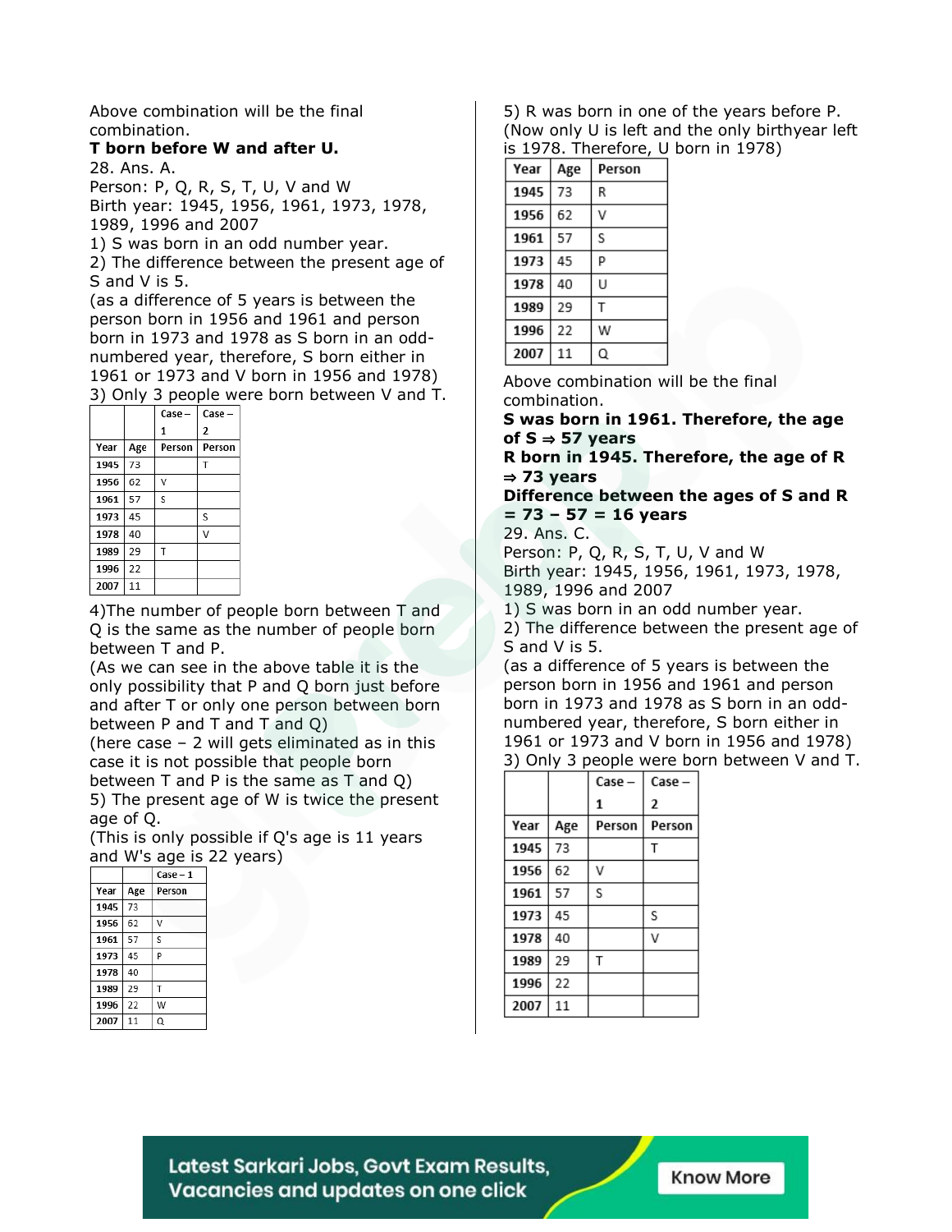Above combination will be the final combination.

**T born before W and after U.**

28. Ans. A.

Person: P, Q, R, S, T, U, V and W

Birth year: 1945, 1956, 1961, 1973, 1978, 1989, 1996 and 2007

1) S was born in an odd number year.

2) The difference between the present age of S and V is 5.

(as a difference of 5 years is between the person born in 1956 and 1961 and person born in 1973 and 1978 as S born in an odd-numbered year, therefore, S born either in 1961 or 1973 and V born in 1956 and 1978)

3) Only 3 people were born between V and T.

| | | Case – 1 | Case – 2 |
|---|---|---|---|
| Year | Age | Person | Person |
| 1945 | 73 | | T |
| 1956 | 62 | V | |
| 1961 | 57 | S | |
| 1973 | 45 | | S |
| 1978 | 40 | | V |
| 1989 | 29 | T | |
| 1996 | 22 | | |
| 2007 | 11 | | |

4)The number of people born between T and Q is the same as the number of people born between T and P.

(As we can see in the above table it is the only possibility that P and Q born just before and after T or only one person between born between P and T and T and Q)

(here case – 2 will gets eliminated as in this case it is not possible that people born between T and P is the same as T and Q)

5) The present age of W is twice the present age of Q.

(This is only possible if Q's age is 11 years and W's age is 22 years)

| | | Case – 1 |
|---|---|---|
| Year | Age | Person |
| 1945 | 73 | |
| 1956 | 62 | V |
| 1961 | 57 | S |
| 1973 | 45 | P |
| 1978 | 40 | |
| 1989 | 29 | T |
| 1996 | 22 | W |
| 2007 | 11 | Q |

5) R was born in one of the years before P. (Now only U is left and the only birthyear left is 1978. Therefore, U born in 1978)

| Year | Age | Person |
|---|---|---|
| 1945 | 73 | R |
| 1956 | 62 | V |
| 1961 | 57 | S |
| 1973 | 45 | P |
| 1978 | 40 | U |
| 1989 | 29 | T |
| 1996 | 22 | W |
| 2007 | 11 | Q |

Above combination will be the final combination.

**S was born in 1961. Therefore, the age of S ⇒ 57 years**

**R born in 1945. Therefore, the age of R ⇒ 73 years**

**Difference between the ages of S and R = 73 – 57 = 16 years**

29. Ans. C.

Person: P, Q, R, S, T, U, V and W

Birth year: 1945, 1956, 1961, 1973, 1978, 1989, 1996 and 2007

1) S was born in an odd number year.

2) The difference between the present age of S and V is 5.

(as a difference of 5 years is between the person born in 1956 and 1961 and person born in 1973 and 1978 as S born in an odd-numbered year, therefore, S born either in 1961 or 1973 and V born in 1956 and 1978)

3) Only 3 people were born between V and T.

| | | Case – 1 | Case – 2 |
|---|---|---|---|
| Year | Age | Person | Person |
| 1945 | 73 | | T |
| 1956 | 62 | V | |
| 1961 | 57 | S | |
| 1973 | 45 | | S |
| 1978 | 40 | | V |
| 1989 | 29 | T | |
| 1996 | 22 | | |
| 2007 | 11 | | |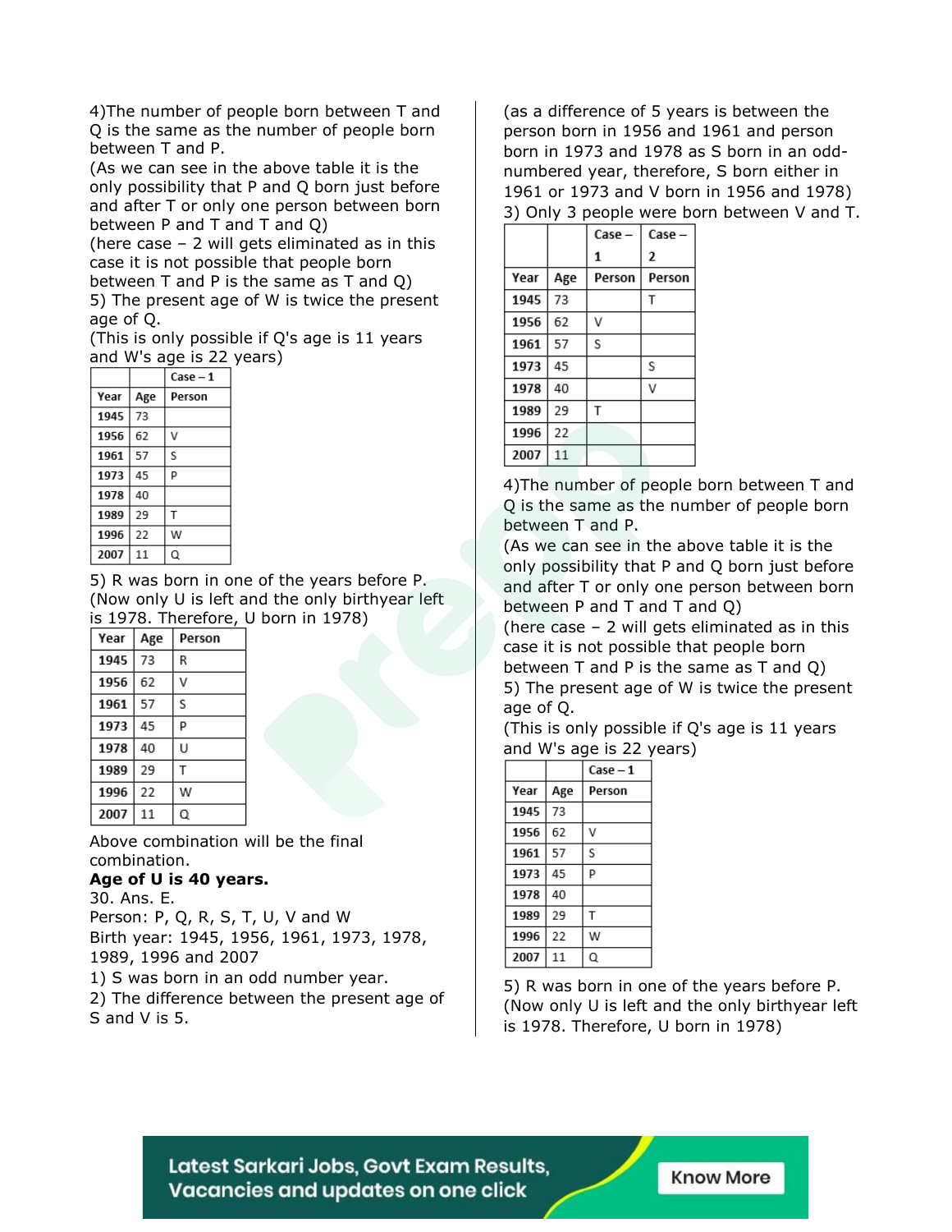4)The number of people born between T and Q is the same as the number of people born between T and P.
(As we can see in the above table it is the only possibility that P and Q born just before and after T or only one person between born between P and T and T and Q)
(here case – 2 will gets eliminated as in this case it is not possible that people born between T and P is the same as T and Q)
5) The present age of W is twice the present age of Q.
(This is only possible if Q's age is 11 years and W's age is 22 years)

| | | Case – 1 |
|---|---|---|
| Year | Age | Person |
| 1945 | 73 | |
| 1956 | 62 | V |
| 1961 | 57 | S |
| 1973 | 45 | P |
| 1978 | 40 | |
| 1989 | 29 | T |
| 1996 | 22 | W |
| 2007 | 11 | Q |

5) R was born in one of the years before P.
(Now only U is left and the only birthyear left is 1978. Therefore, U born in 1978)

| Year | Age | Person |
|---|---|---|
| 1945 | 73 | R |
| 1956 | 62 | V |
| 1961 | 57 | S |
| 1973 | 45 | P |
| 1978 | 40 | U |
| 1989 | 29 | T |
| 1996 | 22 | W |
| 2007 | 11 | Q |

Above combination will be the final combination.

**Age of U is 40 years.**

30. Ans. E.
Person: P, Q, R, S, T, U, V and W
Birth year: 1945, 1956, 1961, 1973, 1978, 1989, 1996 and 2007
1) S was born in an odd number year.
2) The difference between the present age of S and V is 5.
(as a difference of 5 years is between the person born in 1956 and 1961 and person born in 1973 and 1978 as S born in an odd-numbered year, therefore, S born either in 1961 or 1973 and V born in 1956 and 1978)
3) Only 3 people were born between V and T.

| | | Case – 1 | Case – 2 |
|---|---|---|---|
| Year | Age | Person | Person |
| 1945 | 73 | | T |
| 1956 | 62 | V | |
| 1961 | 57 | S | |
| 1973 | 45 | | S |
| 1978 | 40 | | V |
| 1989 | 29 | T | |
| 1996 | 22 | | |
| 2007 | 11 | | |

4)The number of people born between T and Q is the same as the number of people born between T and P.
(As we can see in the above table it is the only possibility that P and Q born just before and after T or only one person between born between P and T and T and Q)
(here case – 2 will gets eliminated as in this case it is not possible that people born between T and P is the same as T and Q)
5) The present age of W is twice the present age of Q.
(This is only possible if Q's age is 11 years and W's age is 22 years)

| | | Case – 1 |
|---|---|---|
| Year | Age | Person |
| 1945 | 73 | |
| 1956 | 62 | V |
| 1961 | 57 | S |
| 1973 | 45 | P |
| 1978 | 40 | |
| 1989 | 29 | T |
| 1996 | 22 | W |
| 2007 | 11 | Q |

5) R was born in one of the years before P.
(Now only U is left and the only birthyear left is 1978. Therefore, U born in 1978)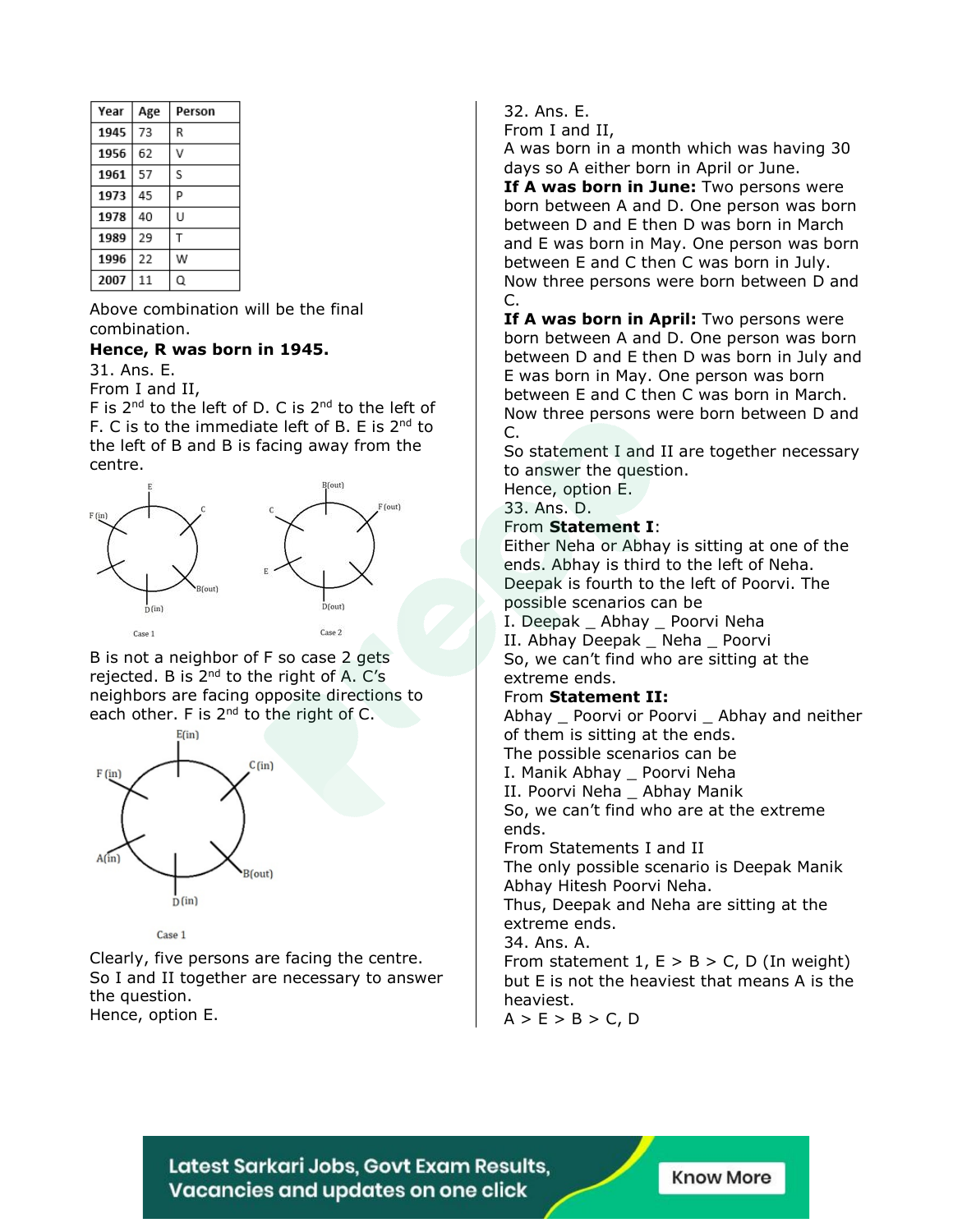| Year | Age | Person |
|---|---|---|
| 1945 | 73 | R |
| 1956 | 62 | V |
| 1961 | 57 | S |
| 1973 | 45 | P |
| 1978 | 40 | U |
| 1989 | 29 | T |
| 1996 | 22 | W |
| 2007 | 11 | Q |

Above combination will be the final combination.

**Hence, R was born in 1945.**

31. Ans. E.

From I and II,

F is 2nd to the left of D. C is 2nd to the left of F. C is to the immediate left of B. E is 2nd to the left of B and B is facing away from the centre.

Case 1

Case 2

B is not a neighbor of F so case 2 gets rejected. B is 2nd to the right of A. C's neighbors are facing opposite directions to each other. F is 2nd to the right of C.

Case 1

Clearly, five persons are facing the centre. So I and II together are necessary to answer the question.

Hence, option E.

32. Ans. E.

From I and II,

A was born in a month which was having 30 days so A either born in April or June.

**If A was born in June:** Two persons were born between A and D. One person was born between D and E then D was born in March and E was born in May. One person was born between E and C then C was born in July. Now three persons were born between D and C.

**If A was born in April:** Two persons were born between A and D. One person was born between D and E then D was born in July and E was born in May. One person was born between E and C then C was born in March. Now three persons were born between D and C.

So statement I and II are together necessary to answer the question.

Hence, option E.

33. Ans. D.

From **Statement I**:

Either Neha or Abhay is sitting at one of the ends. Abhay is third to the left of Neha. Deepak is fourth to the left of Poorvi. The possible scenarios can be

I. Deepak _ Abhay _ Poorvi Neha

II. Abhay Deepak _ Neha _ Poorvi

So, we can't find who are sitting at the extreme ends.

From **Statement II:**

Abhay _ Poorvi or Poorvi _ Abhay and neither of them is sitting at the ends.

The possible scenarios can be

I. Manik Abhay _ Poorvi Neha

II. Poorvi Neha _ Abhay Manik

So, we can't find who are at the extreme ends.

From Statements I and II

The only possible scenario is Deepak Manik Abhay Hitesh Poorvi Neha.

Thus, Deepak and Neha are sitting at the extreme ends.

34. Ans. A.

From statement 1, E > B > C, D (In weight) but E is not the heaviest that means A is the heaviest.

A > E > B > C, D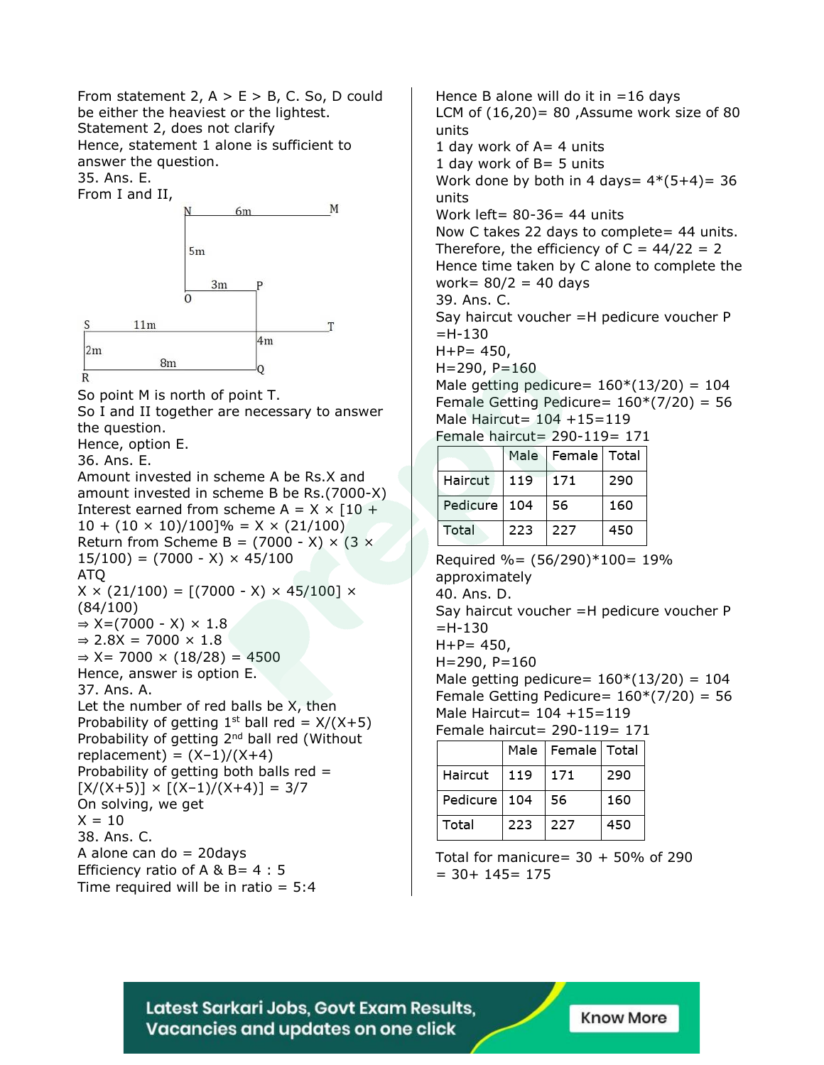From statement 2, A > E > B, C. So, D could be either the heaviest or the lightest. Statement 2, does not clarify

Hence, statement 1 alone is sufficient to answer the question.

35. Ans. E.

From I and II,

N 6m M
5m
3m P
O
S 11m T
2m 4m
8m
R Q

So point M is north of point T.

So I and II together are necessary to answer the question.

Hence, option E.

36. Ans. E.

Amount invested in scheme A be Rs.X and amount invested in scheme B be Rs.(7000-X)

Interest earned from scheme A = X × [10 + 10 + (10 × 10)/100]% = X × (21/100)

Return from Scheme B = (7000 - X) × (3 × 15/100) = (7000 - X) × 45/100

ATQ

X × (21/100) = [(7000 - X) × 45/100] × (84/100)

⇒ X=(7000 - X) × 1.8

⇒ 2.8X = 7000 × 1.8

⇒ X= 7000 × (18/28) = 4500

Hence, answer is option E.

37. Ans. A.

Let the number of red balls be X, then

Probability of getting 1st ball red = X/(X+5)

Probability of getting 2nd ball red (Without replacement) = (X–1)/(X+4)

Probability of getting both balls red = [X/(X+5)] × [(X–1)/(X+4)] = 3/7

On solving, we get

X = 10

38. Ans. C.

A alone can do = 20days

Efficiency ratio of A & B= 4 : 5

Time required will be in ratio = 5:4

Hence B alone will do it in =16 days

LCM of (16,20)= 80 ,Assume work size of 80 units

1 day work of A= 4 units

1 day work of B= 5 units

Work done by both in 4 days= 4*(5+4)= 36 units

Work left= 80-36= 44 units

Now C takes 22 days to complete= 44 units.

Therefore, the efficiency of C = 44/22 = 2

Hence time taken by C alone to complete the work= 80/2 = 40 days

39. Ans. C.

Say haircut voucher =H pedicure voucher P =H-130

H+P= 450,

H=290, P=160

Male getting pedicure= 160*(13/20) = 104

Female Getting Pedicure= 160*(7/20) = 56

Male Haircut= 104 +15=119

Female haircut= 290-119= 171

| | Male | Female | Total |
|---|---|---|---|
| Haircut | 119 | 171 | 290 |
| Pedicure | 104 | 56 | 160 |
| Total | 223 | 227 | 450 |

Required %= (56/290)*100= 19% approximately

40. Ans. D.

Say haircut voucher =H pedicure voucher P =H-130

H+P= 450,

H=290, P=160

Male getting pedicure= 160*(13/20) = 104

Female Getting Pedicure= 160*(7/20) = 56

Male Haircut= 104 +15=119

Female haircut= 290-119= 171

| | Male | Female | Total |
|---|---|---|---|
| Haircut | 119 | 171 | 290 |
| Pedicure | 104 | 56 | 160 |
| Total | 223 | 227 | 450 |

Total for manicure= 30 + 50% of 290 = 30+ 145= 175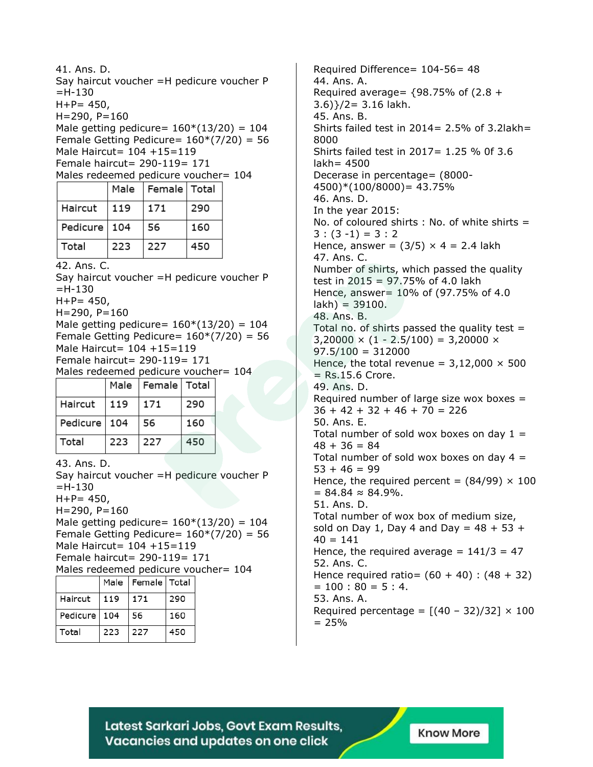41. Ans. D.

Say haircut voucher =H pedicure voucher P =H-130

H+P= 450,

H=290, P=160

Male getting pedicure= 160*(13/20) = 104

Female Getting Pedicure= 160*(7/20) = 56

Male Haircut= 104 +15=119

Female haircut= 290-119= 171

Males redeemed pedicure voucher= 104

| | Male | Female | Total |
|---|---|---|---|
| Haircut | 119 | 171 | 290 |
| Pedicure | 104 | 56 | 160 |
| Total | 223 | 227 | 450 |

42. Ans. C.

Say haircut voucher =H pedicure voucher P =H-130

H+P= 450,

H=290, P=160

Male getting pedicure= 160*(13/20) = 104

Female Getting Pedicure= 160*(7/20) = 56

Male Haircut= 104 +15=119

Female haircut= 290-119= 171

Males redeemed pedicure voucher= 104

| | Male | Female | Total |
|---|---|---|---|
| Haircut | 119 | 171 | 290 |
| Pedicure | 104 | 56 | 160 |
| Total | 223 | 227 | 450 |

43. Ans. D.

Say haircut voucher =H pedicure voucher P =H-130

H+P= 450,

H=290, P=160

Male getting pedicure= 160*(13/20) = 104

Female Getting Pedicure= 160*(7/20) = 56

Male Haircut= 104 +15=119

Female haircut= 290-119= 171

Males redeemed pedicure voucher= 104

| | Male | Female | Total |
|---|---|---|---|
| Haircut | 119 | 171 | 290 |
| Pedicure | 104 | 56 | 160 |
| Total | 223 | 227 | 450 |

Required Difference= 104-56= 48

44. Ans. A.

Required average= {98.75% of (2.8 + 3.6)}/2= 3.16 lakh.

45. Ans. B.

Shirts failed test in 2014= 2.5% of 3.2lakh= 8000

Shirts failed test in 2017= 1.25 % 0f 3.6 lakh= 4500

Decerase in percentage= (8000-4500)*(100/8000)= 43.75%

46. Ans. D.

In the year 2015:

No. of coloured shirts : No. of white shirts = 3 : (3 -1) = 3 : 2

Hence, answer = (3/5) × 4 = 2.4 lakh

47. Ans. C.

Number of shirts, which passed the quality test in 2015 = 97.75% of 4.0 lakh

Hence, answer= 10% of (97.75% of 4.0 lakh) = 39100.

48. Ans. B.

Total no. of shirts passed the quality test = 3,20000 × (1 - 2.5/100) = 3,20000 × 97.5/100 = 312000

Hence, the total revenue = 3,12,000 × 500 = Rs.15.6 Crore.

49. Ans. D.

Required number of large size wox boxes = 36 + 42 + 32 + 46 + 70 = 226

50. Ans. E.

Total number of sold wox boxes on day 1 = 48 + 36 = 84

Total number of sold wox boxes on day 4 = 53 + 46 = 99

Hence, the required percent = (84/99) × 100 = 84.84 ≈ 84.9%.

51. Ans. D.

Total number of wox box of medium size, sold on Day 1, Day 4 and Day = 48 + 53 + 40 = 141

Hence, the required average = 141/3 = 47

52. Ans. C.

Hence required ratio= (60 + 40) : (48 + 32) = 100 : 80 = 5 : 4.

53. Ans. A.

Required percentage = [(40 – 32)/32] × 100 = 25%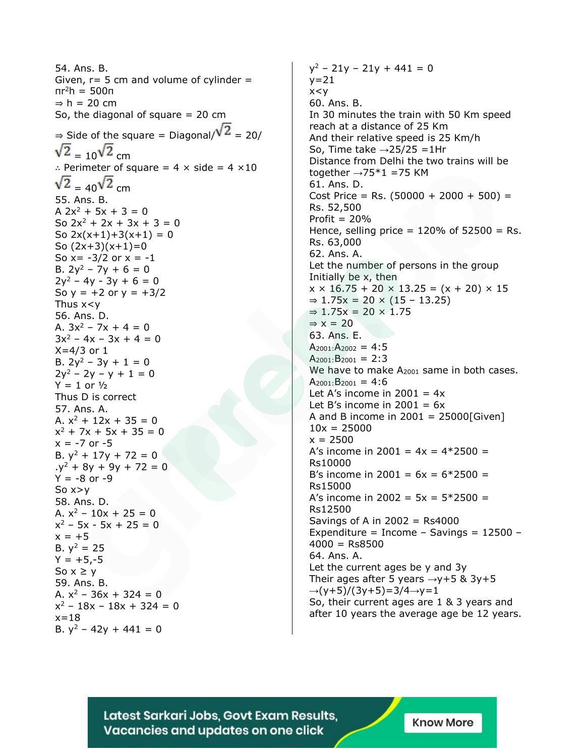54. Ans. B.
Given, r= 5 cm and volume of cylinder = $\pi r^2 h = 500\pi$
⇒ h = 20 cm
So, the diagonal of square = 20 cm
⇒ Side of the square = Diagonal/$\sqrt{2}$ = 20/$\sqrt{2}$ = 10$\sqrt{2}$ cm
∴ Perimeter of square = 4 × side = 4 ×10$\sqrt{2}$ = 40$\sqrt{2}$ cm

55. Ans. B.
A $2x^2 + 5x + 3 = 0$
So $2x^2 + 2x + 3x + 3 = 0$
So $2x(x+1)+3(x+1) = 0$
So $(2x+3)(x+1)=0$
So x= -3/2 or x = -1
B. $2y^2 - 7y + 6 = 0$
$2y^2 - 4y - 3y + 6 = 0$
So y = +2 or y = +3/2
Thus x<y

56. Ans. D.
A. $3x^2 - 7x + 4 = 0$
$3x^2 - 4x - 3x + 4 = 0$
X=4/3 or 1
B. $2y^2 - 3y + 1 = 0$
$2y^2 - 2y - y + 1 = 0$
Y = 1 or ½
Thus D is correct

57. Ans. A.
A. $x^2 + 12x + 35 = 0$
$x^2 + 7x + 5x + 35 = 0$
x = -7 or -5
B. $y^2 + 17y + 72 = 0$
.$y^2 + 8y + 9y + 72 = 0$
Y = -8 or -9
So x>y

58. Ans. D.
A. $x^2 - 10x + 25 = 0$
$x^2 - 5x - 5x + 25 = 0$
x = +5
B. $y^2 = 25$
Y = +5,-5
So x ≥ y

59. Ans. B.
A. $x^2 - 36x + 324 = 0$
$x^2 - 18x - 18x + 324 = 0$
x=18
B. $y^2 - 42y + 441 = 0$
$y^2 - 21y - 21y + 441 = 0$
y=21
x<y

60. Ans. B.
In 30 minutes the train with 50 Km speed reach at a distance of 25 Km
And their relative speed is 25 Km/h
So, Time take →25/25 =1Hr
Distance from Delhi the two trains will be together →75*1 =75 KM

61. Ans. D.
Cost Price = Rs. (50000 + 2000 + 500) = Rs. 52,500
Profit = 20%
Hence, selling price = 120% of 52500 = Rs. Rs. 63,000

62. Ans. A.
Let the number of persons in the group Initially be x, then
x × 16.75 + 20 × 13.25 = (x + 20) × 15
⇒ 1.75x = 20 × (15 − 13.25)
⇒ 1.75x = 20 × 1.75
⇒ x = 20

63. Ans. E.
$A_{2001}$:$A_{2002}$ = 4:5
$A_{2001}$:$B_{2001}$ = 2:3
We have to make $A_{2001}$ same in both cases.
$A_{2001}$:$B_{2001}$ = 4:6
Let A's income in 2001 = 4x
Let B's income in 2001 = 6x
A and B income in 2001 = 25000[Given]
10x = 25000
x = 2500
A's income in 2001 = 4x = 4*2500 = Rs10000
B's income in 2001 = 6x = 6*2500 = Rs15000
A's income in 2002 = 5x = 5*2500 = Rs12500
Savings of A in 2002 = Rs4000
Expenditure = Income – Savings = 12500 – 4000 = Rs8500

64. Ans. A.
Let the current ages be y and 3y
Their ages after 5 years →y+5 & 3y+5
→(y+5)/(3y+5)=3/4→y=1
So, their current ages are 1 & 3 years and after 10 years the average age be 12 years.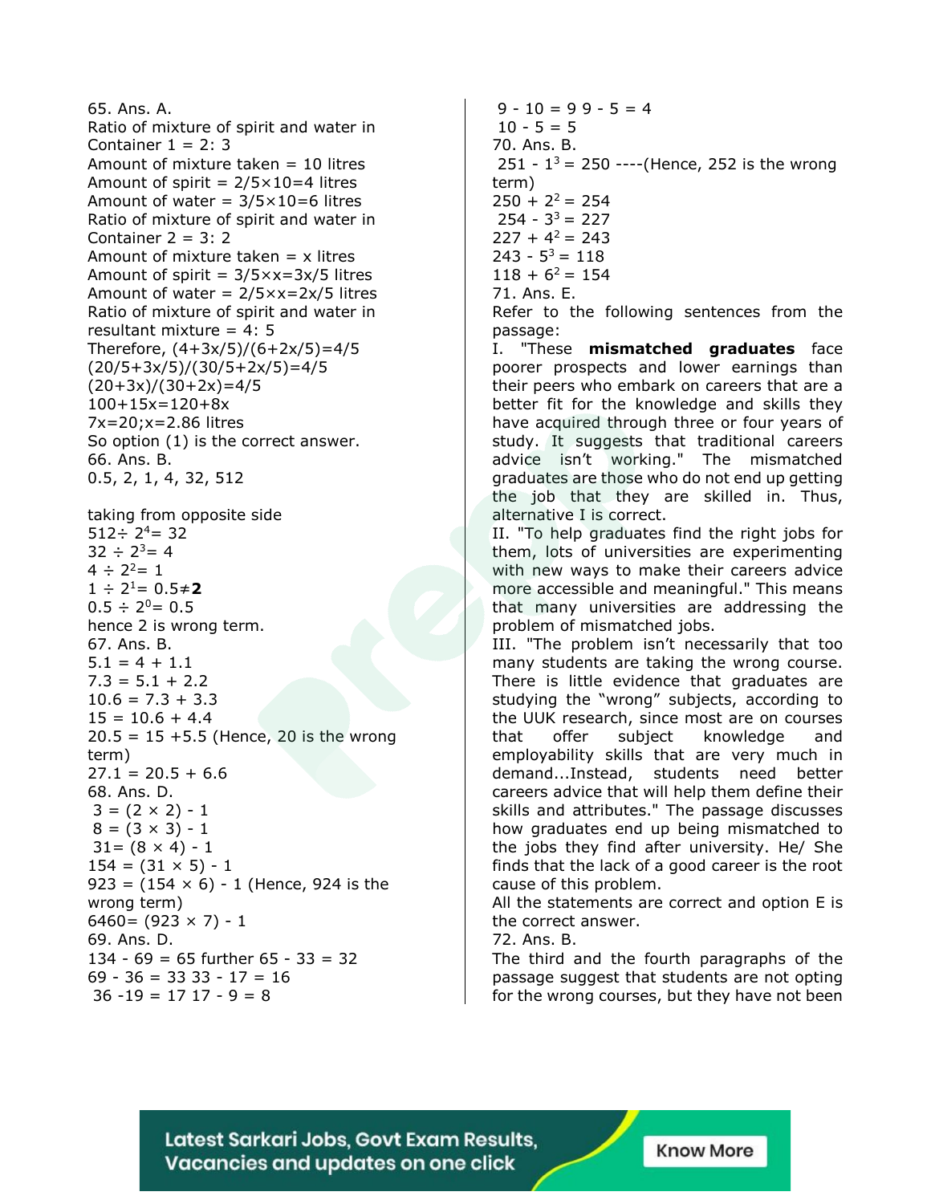65. Ans. A.

Ratio of mixture of spirit and water in Container 1 = 2: 3

Amount of mixture taken = 10 litres

Amount of spirit = 2/5×10=4 litres

Amount of water = 3/5×10=6 litres

Ratio of mixture of spirit and water in Container 2 = 3: 2

Amount of mixture taken = x litres

Amount of spirit = 3/5×x=3x/5 litres

Amount of water = 2/5×x=2x/5 litres

Ratio of mixture of spirit and water in resultant mixture = 4: 5

Therefore, (4+3x/5)/(6+2x/5)=4/5

(20/5+3x/5)/(30/5+2x/5)=4/5

(20+3x)/(30+2x)=4/5

100+15x=120+8x

7x=20;x=2.86 litres

So option (1) is the correct answer.

66. Ans. B.

0.5, 2, 1, 4, 32, 512

taking from opposite side

$512 \div 2^4 = 32$

$32 \div 2^3 = 4$

$4 \div 2^2 = 1$

$1 \div 2^1 = 0.5 \neq$ **2**

$0.5 \div 2^0 = 0.5$

hence 2 is wrong term.

67. Ans. B.

5.1 = 4 + 1.1

7.3 = 5.1 + 2.2

10.6 = 7.3 + 3.3

15 = 10.6 + 4.4

20.5 = 15 +5.5 (Hence, 20 is the wrong term)

27.1 = 20.5 + 6.6

68. Ans. D.

3 = (2 × 2) - 1

8 = (3 × 3) - 1

31= (8 × 4) - 1

154 = (31 × 5) - 1

923 = (154 × 6) - 1 (Hence, 924 is the wrong term)

6460= (923 × 7) - 1

69. Ans. D.

134 - 69 = 65 further 65 - 33 = 32

69 - 36 = 33 33 - 17 = 16

36 -19 = 17 17 - 9 = 8

9 - 10 = 9 9 - 5 = 4

10 - 5 = 5

70. Ans. B.

$251 - 1^3 = 250$ ----(Hence, 252 is the wrong term)

$250 + 2^2 = 254$

$254 - 3^3 = 227$

$227 + 4^2 = 243$

$243 - 5^3 = 118$

$118 + 6^2 = 154$

71. Ans. E.

Refer to the following sentences from the passage:

I. "These **mismatched graduates** face poorer prospects and lower earnings than their peers who embark on careers that are a better fit for the knowledge and skills they have acquired through three or four years of study. It suggests that traditional careers advice isn't working." The mismatched graduates are those who do not end up getting the job that they are skilled in. Thus, alternative I is correct.

II. "To help graduates find the right jobs for them, lots of universities are experimenting with new ways to make their careers advice more accessible and meaningful." This means that many universities are addressing the problem of mismatched jobs.

III. "The problem isn't necessarily that too many students are taking the wrong course. There is little evidence that graduates are studying the "wrong" subjects, according to the UUK research, since most are on courses that offer subject knowledge and employability skills that are very much in demand...Instead, students need better careers advice that will help them define their skills and attributes." The passage discusses how graduates end up being mismatched to the jobs they find after university. He/ She finds that the lack of a good career is the root cause of this problem.

All the statements are correct and option E is the correct answer.

72. Ans. B.

The third and the fourth paragraphs of the passage suggest that students are not opting for the wrong courses, but they have not been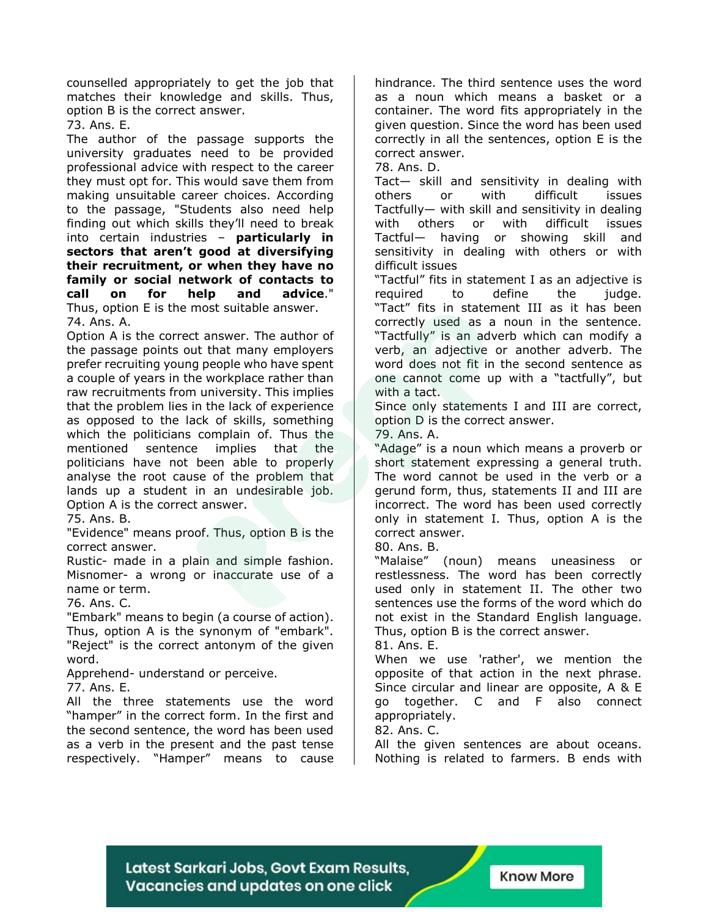counselled appropriately to get the job that matches their knowledge and skills. Thus, option B is the correct answer.

73. Ans. E.

The author of the passage supports the university graduates need to be provided professional advice with respect to the career they must opt for. This would save them from making unsuitable career choices. According to the passage, "Students also need help finding out which skills they'll need to break into certain industries – **particularly in sectors that aren't good at diversifying their recruitment, or when they have no family or social network of contacts to call on for help and advice**." Thus, option E is the most suitable answer.

74. Ans. A.

Option A is the correct answer. The author of the passage points out that many employers prefer recruiting young people who have spent a couple of years in the workplace rather than raw recruitments from university. This implies that the problem lies in the lack of experience as opposed to the lack of skills, something which the politicians complain of. Thus the mentioned sentence implies that the politicians have not been able to properly analyse the root cause of the problem that lands up a student in an undesirable job. Option A is the correct answer.

75. Ans. B.

"Evidence" means proof. Thus, option B is the correct answer.

Rustic- made in a plain and simple fashion.
Misnomer- a wrong or inaccurate use of a name or term.

76. Ans. C.

"Embark" means to begin (a course of action). Thus, option A is the synonym of "embark". "Reject" is the correct antonym of the given word.

Apprehend- understand or perceive.

77. Ans. E.

All the three statements use the word "hamper" in the correct form. In the first and the second sentence, the word has been used as a verb in the present and the past tense respectively. "Hamper" means to cause hindrance. The third sentence uses the word as a noun which means a basket or a container. The word fits appropriately in the given question. Since the word has been used correctly in all the sentences, option E is the correct answer.

78. Ans. D.

Tact— skill and sensitivity in dealing with others or with difficult issues
Tactfully— with skill and sensitivity in dealing with others or with difficult issues
Tactful— having or showing skill and sensitivity in dealing with others or with difficult issues

"Tactful" fits in statement I as an adjective is required to define the judge. "Tact" fits in statement III as it has been correctly used as a noun in the sentence. "Tactfully" is an adverb which can modify a verb, an adjective or another adverb. The word does not fit in the second sentence as one cannot come up with a "tactfully", but with a tact.

Since only statements I and III are correct, option D is the correct answer.

79. Ans. A.

"Adage" is a noun which means a proverb or short statement expressing a general truth. The word cannot be used in the verb or a gerund form, thus, statements II and III are incorrect. The word has been used correctly only in statement I. Thus, option A is the correct answer.

80. Ans. B.

"Malaise" (noun) means uneasiness or restlessness. The word has been correctly used only in statement II. The other two sentences use the forms of the word which do not exist in the Standard English language. Thus, option B is the correct answer.

81. Ans. E.

When we use 'rather', we mention the opposite of that action in the next phrase. Since circular and linear are opposite, A & E go together. C and F also connect appropriately.

82. Ans. C.

All the given sentences are about oceans. Nothing is related to farmers. B ends with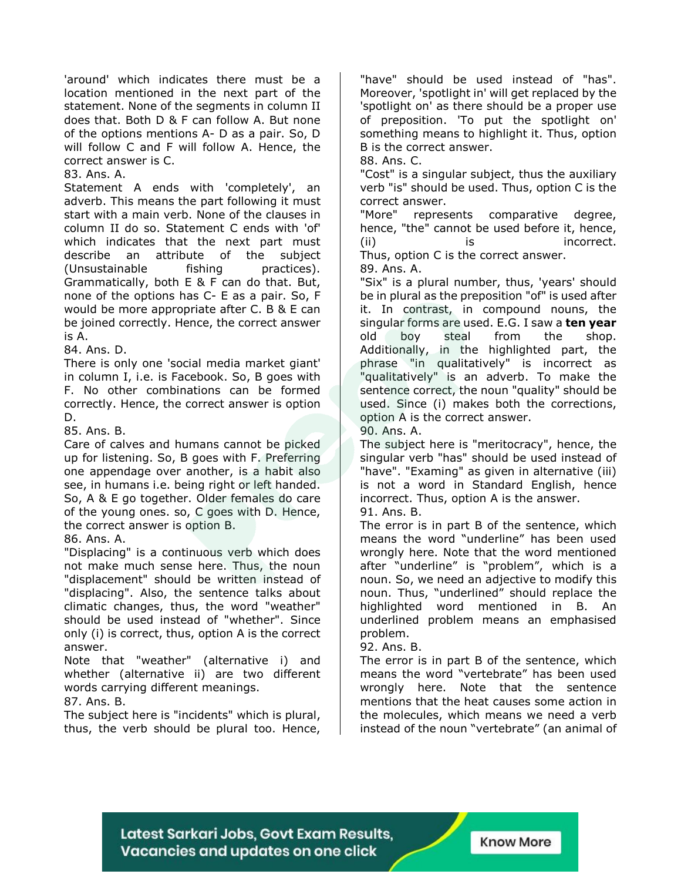'around' which indicates there must be a location mentioned in the next part of the statement. None of the segments in column II does that. Both D & F can follow A. But none of the options mentions A- D as a pair. So, D will follow C and F will follow A. Hence, the correct answer is C.

83. Ans. A.

Statement A ends with 'completely', an adverb. This means the part following it must start with a main verb. None of the clauses in column II do so. Statement C ends with 'of' which indicates that the next part must describe an attribute of the subject (Unsustainable fishing practices). Grammatically, both E & F can do that. But, none of the options has C- E as a pair. So, F would be more appropriate after C. B & E can be joined correctly. Hence, the correct answer is A.

84. Ans. D.

There is only one 'social media market giant' in column I, i.e. is Facebook. So, B goes with F. No other combinations can be formed correctly. Hence, the correct answer is option D.

85. Ans. B.

Care of calves and humans cannot be picked up for listening. So, B goes with F. Preferring one appendage over another, is a habit also see, in humans i.e. being right or left handed. So, A & E go together. Older females do care of the young ones. so, C goes with D. Hence, the correct answer is option B.

86. Ans. A.

"Displacing" is a continuous verb which does not make much sense here. Thus, the noun "displacement" should be written instead of "displacing". Also, the sentence talks about climatic changes, thus, the word "weather" should be used instead of "whether". Since only (i) is correct, thus, option A is the correct answer.

Note that "weather" (alternative i) and whether (alternative ii) are two different words carrying different meanings.

87. Ans. B.

The subject here is "incidents" which is plural, thus, the verb should be plural too. Hence, "have" should be used instead of "has". Moreover, 'spotlight in' will get replaced by the 'spotlight on' as there should be a proper use of preposition. 'To put the spotlight on' something means to highlight it. Thus, option B is the correct answer.

88. Ans. C.

"Cost" is a singular subject, thus the auxiliary verb "is" should be used. Thus, option C is the correct answer.

"More" represents comparative degree, hence, "the" cannot be used before it, hence, (ii) is incorrect.

Thus, option C is the correct answer.

89. Ans. A.

"Six" is a plural number, thus, 'years' should be in plural as the preposition "of" is used after it. In contrast, in compound nouns, the singular forms are used. E.G. I saw a **ten year** old boy steal from the shop. Additionally, in the highlighted part, the phrase "in qualitatively" is incorrect as "qualitatively" is an adverb. To make the sentence correct, the noun "quality" should be used. Since (i) makes both the corrections, option A is the correct answer.

90. Ans. A.

The subject here is "meritocracy", hence, the singular verb "has" should be used instead of "have". "Examing" as given in alternative (iii) is not a word in Standard English, hence incorrect. Thus, option A is the answer.

91. Ans. B.

The error is in part B of the sentence, which means the word "underline" has been used wrongly here. Note that the word mentioned after "underline" is "problem", which is a noun. So, we need an adjective to modify this noun. Thus, "underlined" should replace the highlighted word mentioned in B. An underlined problem means an emphasised problem.

92. Ans. B.

The error is in part B of the sentence, which means the word "vertebrate" has been used wrongly here. Note that the sentence mentions that the heat causes some action in the molecules, which means we need a verb instead of the noun "vertebrate" (an animal of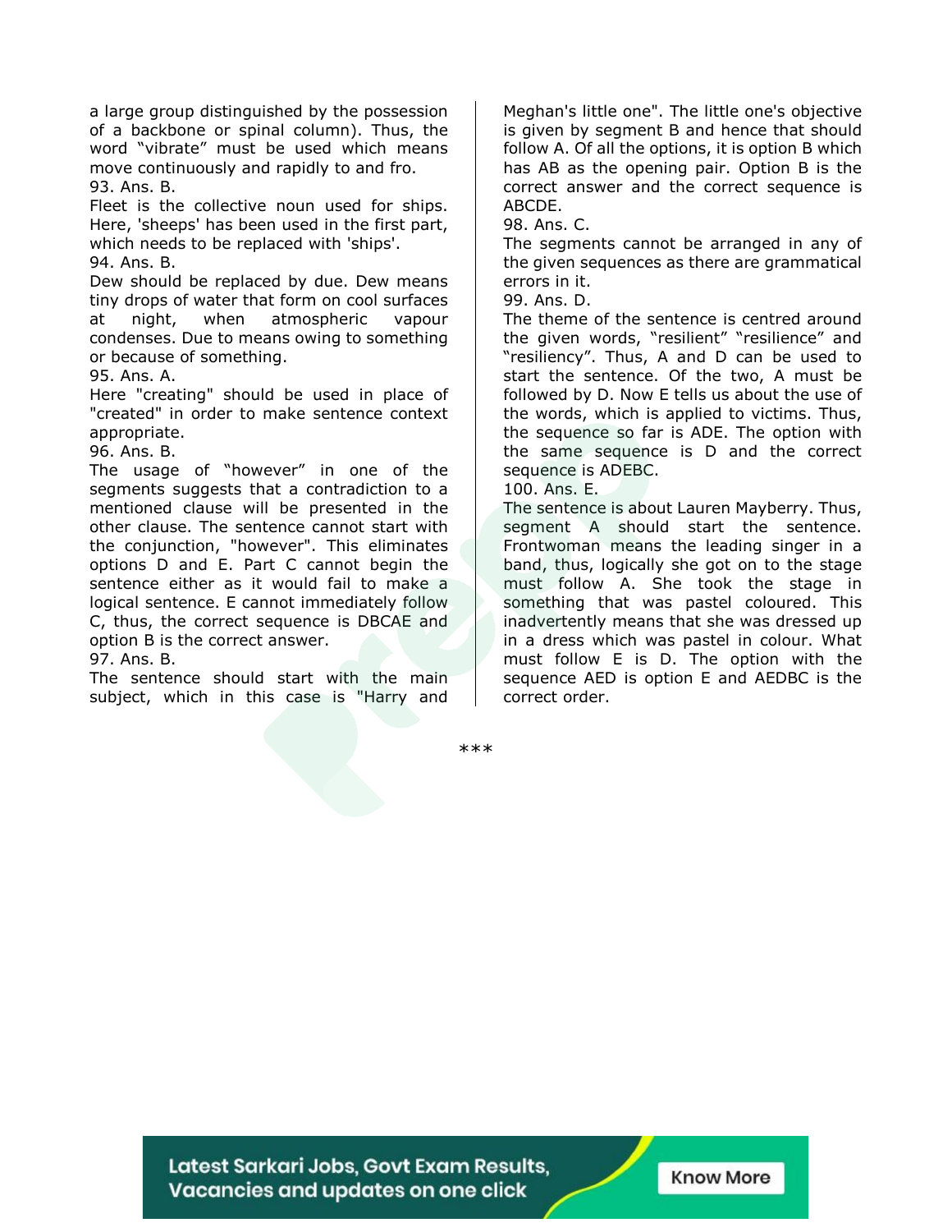a large group distinguished by the possession of a backbone or spinal column). Thus, the word "vibrate" must be used which means move continuously and rapidly to and fro.

93. Ans. B.

Fleet is the collective noun used for ships. Here, 'sheeps' has been used in the first part, which needs to be replaced with 'ships'.

94. Ans. B.

Dew should be replaced by due. Dew means tiny drops of water that form on cool surfaces at night, when atmospheric vapour condenses. Due to means owing to something or because of something.

95. Ans. A.

Here "creating" should be used in place of "created" in order to make sentence context appropriate.

96. Ans. B.

The usage of "however" in one of the segments suggests that a contradiction to a mentioned clause will be presented in the other clause. The sentence cannot start with the conjunction, "however". This eliminates options D and E. Part C cannot begin the sentence either as it would fail to make a logical sentence. E cannot immediately follow C, thus, the correct sequence is DBCAE and option B is the correct answer.

97. Ans. B.

The sentence should start with the main subject, which in this case is "Harry and Meghan's little one". The little one's objective is given by segment B and hence that should follow A. Of all the options, it is option B which has AB as the opening pair. Option B is the correct answer and the correct sequence is ABCDE.

98. Ans. C.

The segments cannot be arranged in any of the given sequences as there are grammatical errors in it.

99. Ans. D.

The theme of the sentence is centred around the given words, "resilient" "resilience" and "resiliency". Thus, A and D can be used to start the sentence. Of the two, A must be followed by D. Now E tells us about the use of the words, which is applied to victims. Thus, the sequence so far is ADE. The option with the same sequence is D and the correct sequence is ADEBC.

100. Ans. E.

The sentence is about Lauren Mayberry. Thus, segment A should start the sentence. Frontwoman means the leading singer in a band, thus, logically she got on to the stage must follow A. She took the stage in something that was pastel coloured. This inadvertently means that she was dressed up in a dress which was pastel in colour. What must follow E is D. The option with the sequence AED is option E and AEDBC is the correct order.

***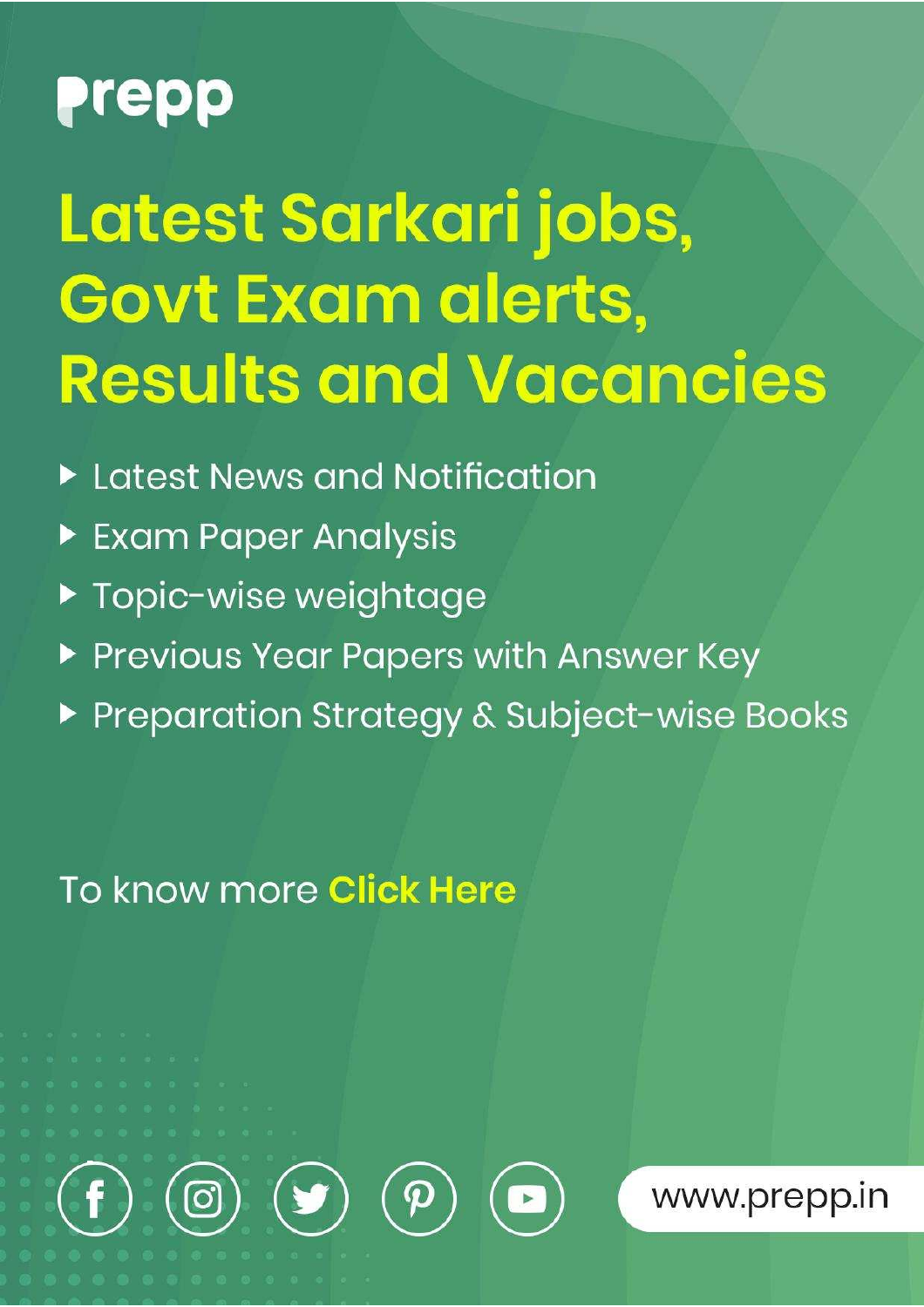prepp

# Latest Sarkari jobs, Govt Exam alerts, Results and Vacancies

- Latest News and Notification
- Exam Paper Analysis
- Topic-wise weightage
- Previous Year Papers with Answer Key
- Preparation Strategy & Subject-wise Books

To know more **Click Here**

www.prepp.in